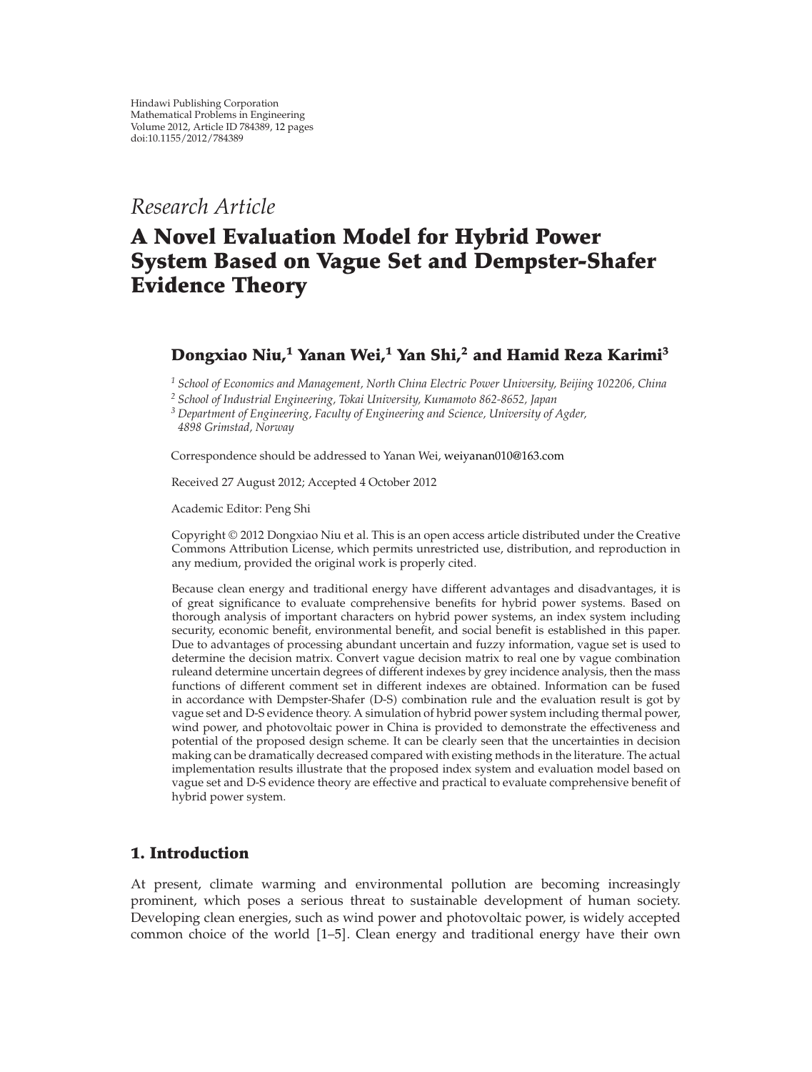Hindawi Publishing Corporation
Mathematical Problems in Engineering
Volume 2012, Article ID 784389, 12 pages
doi:10.1155/2012/784389

*Research Article*

# A Novel Evaluation Model for Hybrid Power System Based on Vague Set and Dempster-Shafer Evidence Theory

**Dongxiao Niu,[1] Yanan Wei,[1] Yan Shi,[2] and Hamid Reza Karimi[3]**

[1] *School of Economics and Management, North China Electric Power University, Beijing 102206, China*
[2] *School of Industrial Engineering, Tokai University, Kumamoto 862-8652, Japan*
[3] *Department of Engineering, Faculty of Engineering and Science, University of Agder, 4898 Grimstad, Norway*

Correspondence should be addressed to Yanan Wei, weiyanan010@163.com

Received 27 August 2012; Accepted 4 October 2012

Academic Editor: Peng Shi

Copyright © 2012 Dongxiao Niu et al. This is an open access article distributed under the Creative Commons Attribution License, which permits unrestricted use, distribution, and reproduction in any medium, provided the original work is properly cited.

Because clean energy and traditional energy have different advantages and disadvantages, it is of great significance to evaluate comprehensive benefits for hybrid power systems. Based on thorough analysis of important characters on hybrid power systems, an index system including security, economic benefit, environmental benefit, and social benefit is established in this paper. Due to advantages of processing abundant uncertain and fuzzy information, vague set is used to determine the decision matrix. Convert vague decision matrix to real one by vague combination ruleand determine uncertain degrees of different indexes by grey incidence analysis, then the mass functions of different comment set in different indexes are obtained. Information can be fused in accordance with Dempster-Shafer (D-S) combination rule and the evaluation result is got by vague set and D-S evidence theory. A simulation of hybrid power system including thermal power, wind power, and photovoltaic power in China is provided to demonstrate the effectiveness and potential of the proposed design scheme. It can be clearly seen that the uncertainties in decision making can be dramatically decreased compared with existing methods in the literature. The actual implementation results illustrate that the proposed index system and evaluation model based on vague set and D-S evidence theory are effective and practical to evaluate comprehensive benefit of hybrid power system.

## 1. Introduction

At present, climate warming and environmental pollution are becoming increasingly prominent, which poses a serious threat to sustainable development of human society. Developing clean energies, such as wind power and photovoltaic power, is widely accepted common choice of the world [1–5]. Clean energy and traditional energy have their own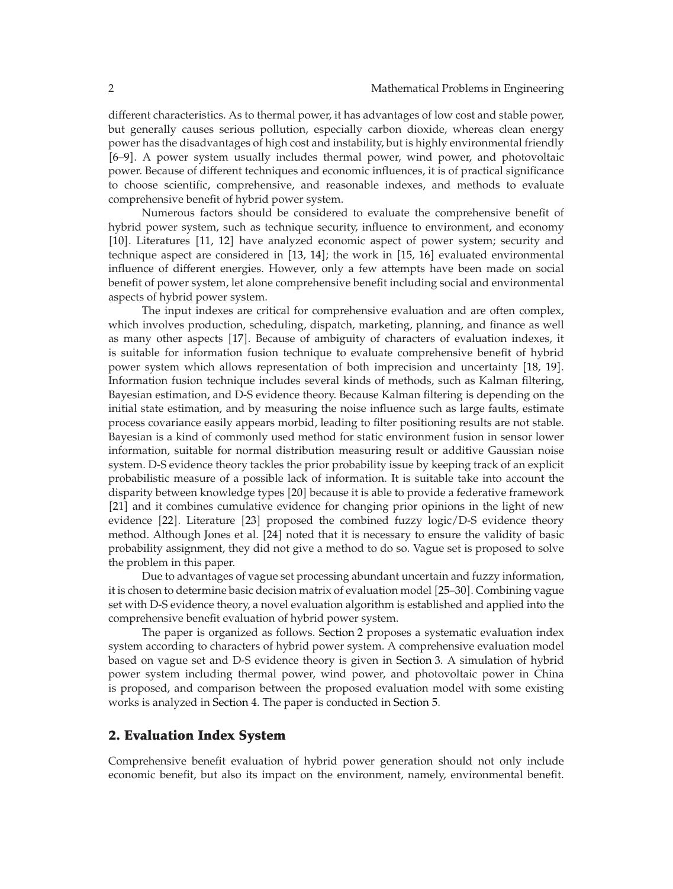different characteristics. As to thermal power, it has advantages of low cost and stable power, but generally causes serious pollution, especially carbon dioxide, whereas clean energy power has the disadvantages of high cost and instability, but is highly environmental friendly [6–9]. A power system usually includes thermal power, wind power, and photovoltaic power. Because of different techniques and economic influences, it is of practical significance to choose scientific, comprehensive, and reasonable indexes, and methods to evaluate comprehensive benefit of hybrid power system.

Numerous factors should be considered to evaluate the comprehensive benefit of hybrid power system, such as technique security, influence to environment, and economy [10]. Literatures [11, 12] have analyzed economic aspect of power system; security and technique aspect are considered in [13, 14]; the work in [15, 16] evaluated environmental influence of different energies. However, only a few attempts have been made on social benefit of power system, let alone comprehensive benefit including social and environmental aspects of hybrid power system.

The input indexes are critical for comprehensive evaluation and are often complex, which involves production, scheduling, dispatch, marketing, planning, and finance as well as many other aspects [17]. Because of ambiguity of characters of evaluation indexes, it is suitable for information fusion technique to evaluate comprehensive benefit of hybrid power system which allows representation of both imprecision and uncertainty [18, 19]. Information fusion technique includes several kinds of methods, such as Kalman filtering, Bayesian estimation, and D-S evidence theory. Because Kalman filtering is depending on the initial state estimation, and by measuring the noise influence such as large faults, estimate process covariance easily appears morbid, leading to filter positioning results are not stable. Bayesian is a kind of commonly used method for static environment fusion in sensor lower information, suitable for normal distribution measuring result or additive Gaussian noise system. D-S evidence theory tackles the prior probability issue by keeping track of an explicit probabilistic measure of a possible lack of information. It is suitable take into account the disparity between knowledge types [20] because it is able to provide a federative framework [21] and it combines cumulative evidence for changing prior opinions in the light of new evidence [22]. Literature [23] proposed the combined fuzzy logic/D-S evidence theory method. Although Jones et al. [24] noted that it is necessary to ensure the validity of basic probability assignment, they did not give a method to do so. Vague set is proposed to solve the problem in this paper.

Due to advantages of vague set processing abundant uncertain and fuzzy information, it is chosen to determine basic decision matrix of evaluation model [25–30]. Combining vague set with D-S evidence theory, a novel evaluation algorithm is established and applied into the comprehensive benefit evaluation of hybrid power system.

The paper is organized as follows. Section 2 proposes a systematic evaluation index system according to characters of hybrid power system. A comprehensive evaluation model based on vague set and D-S evidence theory is given in Section 3. A simulation of hybrid power system including thermal power, wind power, and photovoltaic power in China is proposed, and comparison between the proposed evaluation model with some existing works is analyzed in Section 4. The paper is conducted in Section 5.

## 2. Evaluation Index System

Comprehensive benefit evaluation of hybrid power generation should not only include economic benefit, but also its impact on the environment, namely, environmental benefit.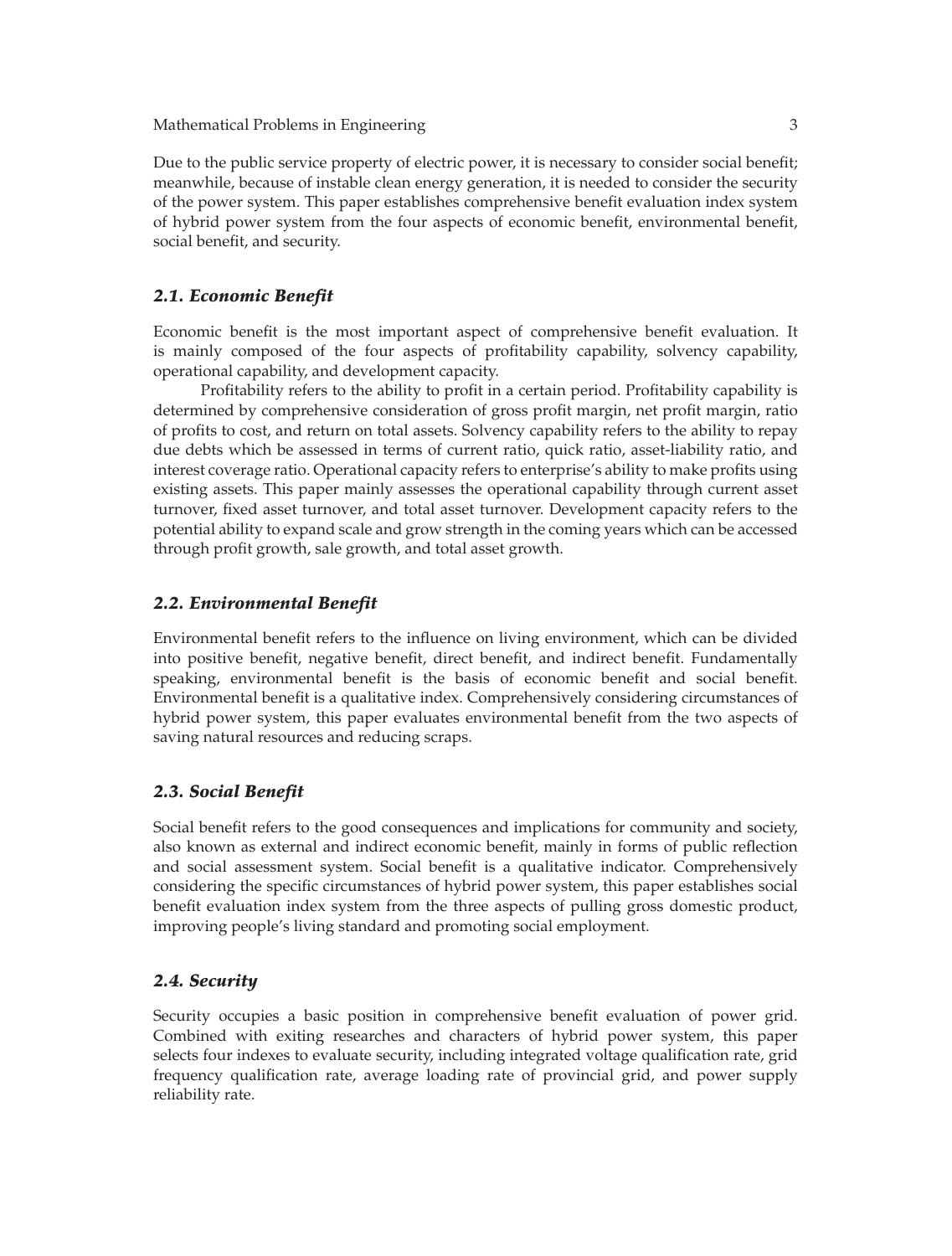Due to the public service property of electric power, it is necessary to consider social benefit; meanwhile, because of instable clean energy generation, it is needed to consider the security of the power system. This paper establishes comprehensive benefit evaluation index system of hybrid power system from the four aspects of economic benefit, environmental benefit, social benefit, and security.

### *2.1. Economic Benefit*

Economic benefit is the most important aspect of comprehensive benefit evaluation. It is mainly composed of the four aspects of profitability capability, solvency capability, operational capability, and development capacity.

Profitability refers to the ability to profit in a certain period. Profitability capability is determined by comprehensive consideration of gross profit margin, net profit margin, ratio of profits to cost, and return on total assets. Solvency capability refers to the ability to repay due debts which be assessed in terms of current ratio, quick ratio, asset-liability ratio, and interest coverage ratio. Operational capacity refers to enterprise's ability to make profits using existing assets. This paper mainly assesses the operational capability through current asset turnover, fixed asset turnover, and total asset turnover. Development capacity refers to the potential ability to expand scale and grow strength in the coming years which can be accessed through profit growth, sale growth, and total asset growth.

### *2.2. Environmental Benefit*

Environmental benefit refers to the influence on living environment, which can be divided into positive benefit, negative benefit, direct benefit, and indirect benefit. Fundamentally speaking, environmental benefit is the basis of economic benefit and social benefit. Environmental benefit is a qualitative index. Comprehensively considering circumstances of hybrid power system, this paper evaluates environmental benefit from the two aspects of saving natural resources and reducing scraps.

### *2.3. Social Benefit*

Social benefit refers to the good consequences and implications for community and society, also known as external and indirect economic benefit, mainly in forms of public reflection and social assessment system. Social benefit is a qualitative indicator. Comprehensively considering the specific circumstances of hybrid power system, this paper establishes social benefit evaluation index system from the three aspects of pulling gross domestic product, improving people's living standard and promoting social employment.

### *2.4. Security*

Security occupies a basic position in comprehensive benefit evaluation of power grid. Combined with exiting researches and characters of hybrid power system, this paper selects four indexes to evaluate security, including integrated voltage qualification rate, grid frequency qualification rate, average loading rate of provincial grid, and power supply reliability rate.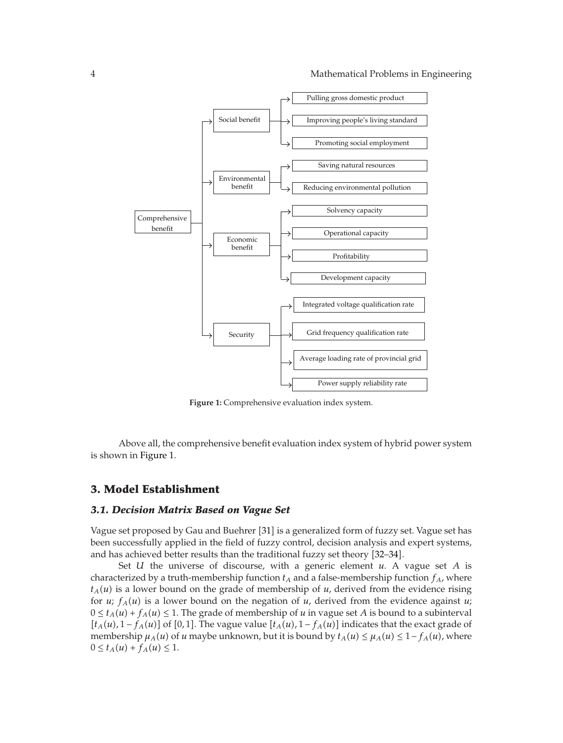- Comprehensive benefit
  - Social benefit
    - Pulling gross domestic product
    - Improving people's living standard
    - Promoting social employment
  - Environmental benefit
    - Saving natural resources
    - Reducing environmental pollution
  - Economic benefit
    - Solvency capacity
    - Operational capacity
    - Profitability
    - Development capacity
  - Security
    - Integrated voltage qualification rate
    - Grid frequency qualification rate
    - Average loading rate of provincial grid
    - Power supply reliability rate

**Figure 1:** Comprehensive evaluation index system.

Above all, the comprehensive benefit evaluation index system of hybrid power system is shown in Figure 1.

## 3. Model Establishment

### 3.1. Decision Matrix Based on Vague Set

Vague set proposed by Gau and Buehrer [31] is a generalized form of fuzzy set. Vague set has been successfully applied in the field of fuzzy control, decision analysis and expert systems, and has achieved better results than the traditional fuzzy set theory [32–34].

Set $U$ the universe of discourse, with a generic element $u$. A vague set $A$ is characterized by a truth-membership function $t_A$ and a false-membership function $f_A$, where $t_A(u)$ is a lower bound on the grade of membership of $u$, derived from the evidence rising for $u$; $f_A(u)$ is a lower bound on the negation of $u$, derived from the evidence against $u$; $0 \le t_A(u) + f_A(u) \le 1$. The grade of membership of $u$ in vague set $A$ is bound to a subinterval $[t_A(u), 1 - f_A(u)]$ of $[0, 1]$. The vague value $[t_A(u), 1 - f_A(u)]$ indicates that the exact grade of membership $\mu_A(u)$ of $u$ maybe unknown, but it is bound by $t_A(u) \le \mu_A(u) \le 1 - f_A(u)$, where $0 \le t_A(u) + f_A(u) \le 1$.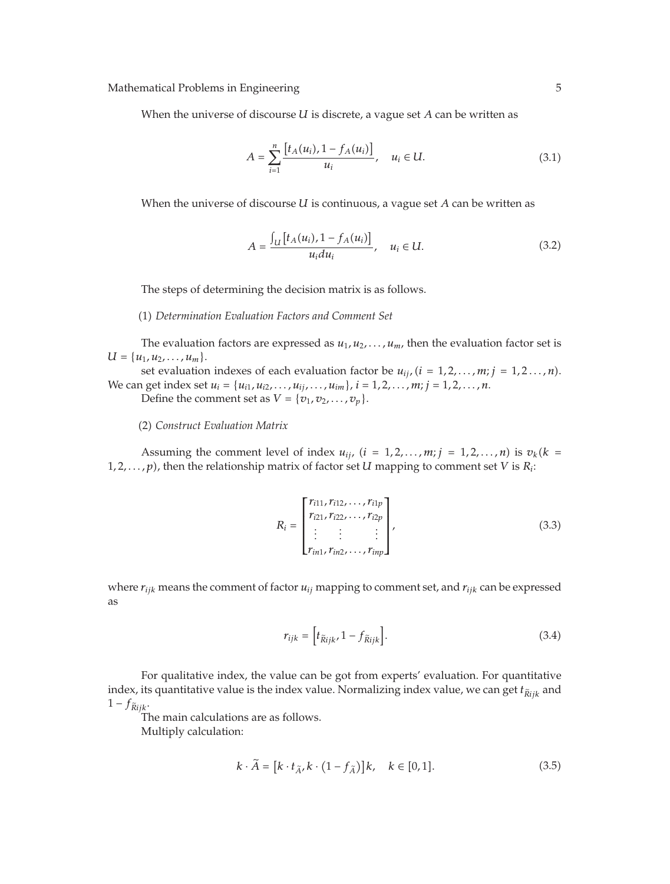When the universe of discourse $U$ is discrete, a vague set $A$ can be written as

$$A = \sum_{i=1}^{n} \frac{\left[t_A(u_i), 1 - f_A(u_i)\right]}{u_i}, \quad u_i \in U. \tag{3.1}$$

When the universe of discourse $U$ is continuous, a vague set $A$ can be written as

$$A = \frac{\int_U \left[t_A(u_i), 1 - f_A(u_i)\right]}{u_i du_i}, \quad u_i \in U. \tag{3.2}$$

The steps of determining the decision matrix is as follows.

(1) *Determination Evaluation Factors and Comment Set*

The evaluation factors are expressed as $u_1, u_2, \ldots, u_m$, then the evaluation factor set is $U = \{u_1, u_2, \ldots, u_m\}$.

set evaluation indexes of each evaluation factor be $u_{ij}$, $(i = 1, 2, \ldots, m; j = 1, 2 \ldots, n)$. We can get index set $u_i = \{u_{i1}, u_{i2}, \ldots, u_{ij}, \ldots, u_{im}\}$, $i = 1, 2, \ldots, m; j = 1, 2, \ldots, n$.

Define the comment set as $V = \{v_1, v_2, \ldots, v_p\}$.

(2) *Construct Evaluation Matrix*

Assuming the comment level of index $u_{ij}$, $(i = 1, 2, \ldots, m; j = 1, 2, \ldots, n)$ is $v_k (k = 1, 2, \ldots, p)$, then the relationship matrix of factor set $U$ mapping to comment set $V$ is $R_i$:

$$R_i = \begin{bmatrix} r_{i11}, r_{i12}, \ldots, r_{i1p} \\ r_{i21}, r_{i22}, \ldots, r_{i2p} \\ \vdots \quad\;\; \vdots \qquad\;\; \vdots \\ r_{in1}, r_{in2}, \ldots, r_{inp} \end{bmatrix}, \tag{3.3}$$

where $r_{ijk}$ means the comment of factor $u_{ij}$ mapping to comment set, and $r_{ijk}$ can be expressed as

$$r_{ijk} = \left[t_{\widetilde{R}ijk}, 1 - f_{\widetilde{R}ijk}\right]. \tag{3.4}$$

For qualitative index, the value can be got from experts' evaluation. For quantitative index, its quantitative value is the index value. Normalizing index value, we can get $t_{\widetilde{R}ijk}$ and $1 - f_{\widetilde{R}ijk}$.

The main calculations are as follows.

Multiply calculation:

$$k \cdot \widetilde{A} = \left[k \cdot t_{\widetilde{A}}, k \cdot \left(1 - f_{\widetilde{A}}\right)\right] k, \quad k \in [0, 1]. \tag{3.5}$$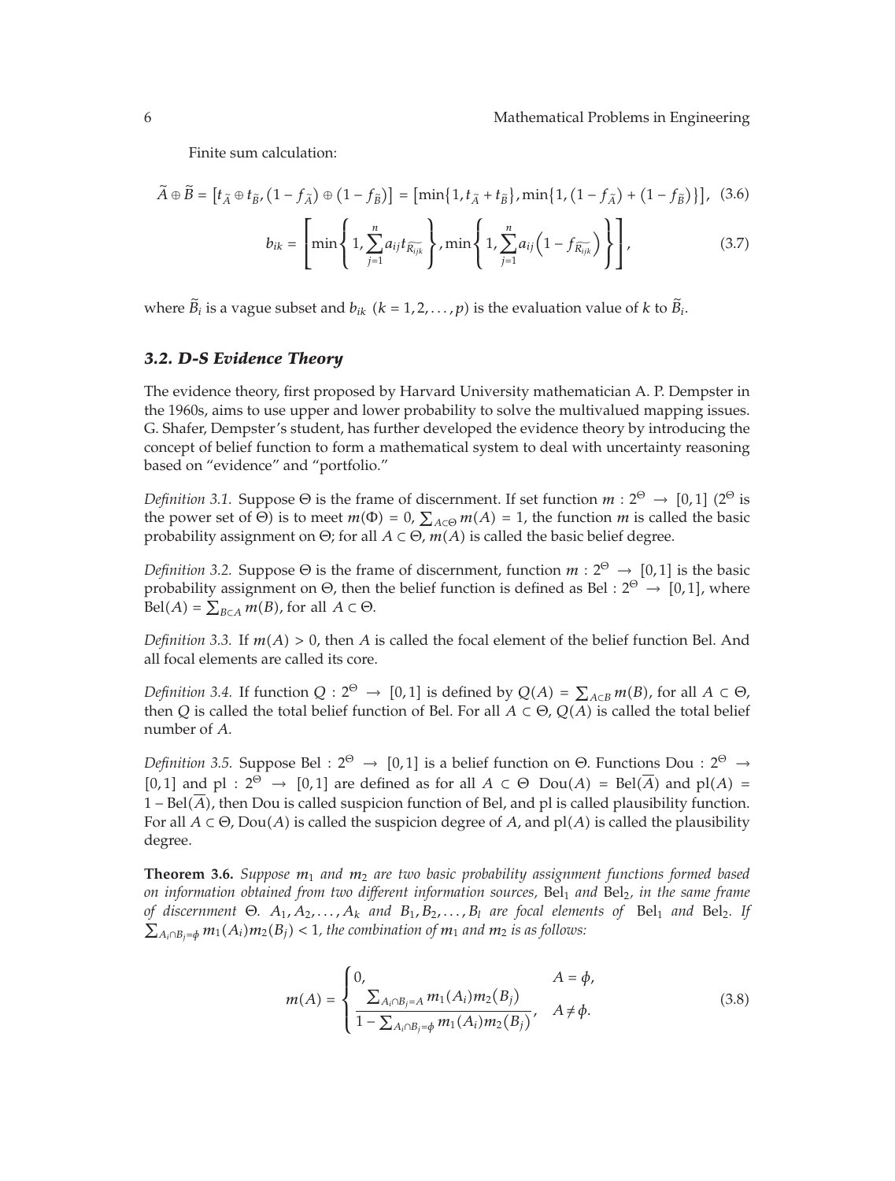Finite sum calculation:

$$\widetilde{A} \oplus \widetilde{B} = \left[t_{\widetilde{A}} \oplus t_{\widetilde{B}}, \left(1 - f_{\widetilde{A}}\right) \oplus \left(1 - f_{\widetilde{B}}\right)\right] = \left[\min\left\{1, t_{\widetilde{A}} + t_{\widetilde{B}}\right\}, \min\left\{1, \left(1 - f_{\widetilde{A}}\right) + \left(1 - f_{\widetilde{B}}\right)\right\}\right], \tag{3.6}$$

$$b_{ik} = \left[\min\left\{1, \sum_{j=1}^{n} a_{ij} t_{\widetilde{R_{ijk}}}\right\}, \min\left\{1, \sum_{j=1}^{n} a_{ij}\left(1 - f_{\widetilde{R_{ijk}}}\right)\right\}\right], \tag{3.7}$$

where $\widetilde{B}_i$ is a vague subset and $b_{ik}$ $(k = 1, 2, \ldots, p)$ is the evaluation value of $k$ to $\widetilde{B}_i$.

### *3.2. D-S Evidence Theory*

The evidence theory, first proposed by Harvard University mathematician A. P. Dempster in the 1960s, aims to use upper and lower probability to solve the multivalued mapping issues. G. Shafer, Dempster's student, has further developed the evidence theory by introducing the concept of belief function to form a mathematical system to deal with uncertainty reasoning based on "evidence" and "portfolio."

*Definition 3.1.* Suppose $\Theta$ is the frame of discernment. If set function $m : 2^{\Theta} \to [0, 1]$ ($2^{\Theta}$ is the power set of $\Theta$) is to meet $m(\Phi) = 0$, $\sum_{A \subset \Theta} m(A) = 1$, the function $m$ is called the basic probability assignment on $\Theta$; for all $A \subset \Theta$, $m(A)$ is called the basic belief degree.

*Definition 3.2.* Suppose $\Theta$ is the frame of discernment, function $m : 2^{\Theta} \to [0, 1]$ is the basic probability assignment on $\Theta$, then the belief function is defined as $\text{Bel} : 2^{\Theta} \to [0, 1]$, where $\text{Bel}(A) = \sum_{B \subset A} m(B)$, for all $A \subset \Theta$.

*Definition 3.3.* If $m(A) > 0$, then $A$ is called the focal element of the belief function Bel. And all focal elements are called its core.

*Definition 3.4.* If function $Q : 2^{\Theta} \to [0, 1]$ is defined by $Q(A) = \sum_{A \subset B} m(B)$, for all $A \subset \Theta$, then $Q$ is called the total belief function of Bel. For all $A \subset \Theta$, $Q(A)$ is called the total belief number of $A$.

*Definition 3.5.* Suppose $\text{Bel} : 2^{\Theta} \to [0, 1]$ is a belief function on $\Theta$. Functions $\text{Dou} : 2^{\Theta} \to [0, 1]$ and $\text{pl} : 2^{\Theta} \to [0, 1]$ are defined as for all $A \subset \Theta$ $\text{Dou}(A) = \text{Bel}(\overline{A})$ and $\text{pl}(A) = 1 - \text{Bel}(\overline{A})$, then Dou is called suspicion function of Bel, and pl is called plausibility function. For all $A \subset \Theta$, $\text{Dou}(A)$ is called the suspicion degree of $A$, and $\text{pl}(A)$ is called the plausibility degree.

**Theorem 3.6.** *Suppose $m_1$ and $m_2$ are two basic probability assignment functions formed based on information obtained from two different information sources, $\text{Bel}_1$ and $\text{Bel}_2$, in the same frame of discernment $\Theta$. $A_1, A_2, \ldots, A_k$ and $B_1, B_2, \ldots, B_l$ are focal elements of $\text{Bel}_1$ and $\text{Bel}_2$. If $\sum_{A_i \cap B_j = \phi} m_1(A_i) m_2(B_j) < 1$, the combination of $m_1$ and $m_2$ is as follows:*

$$m(A) = \begin{cases} 0, & A = \phi, \\ \dfrac{\sum_{A_i \cap B_j = A} m_1(A_i) m_2(B_j)}{1 - \sum_{A_i \cap B_j = \phi} m_1(A_i) m_2(B_j)}, & A \neq \phi. \end{cases} \tag{3.8}$$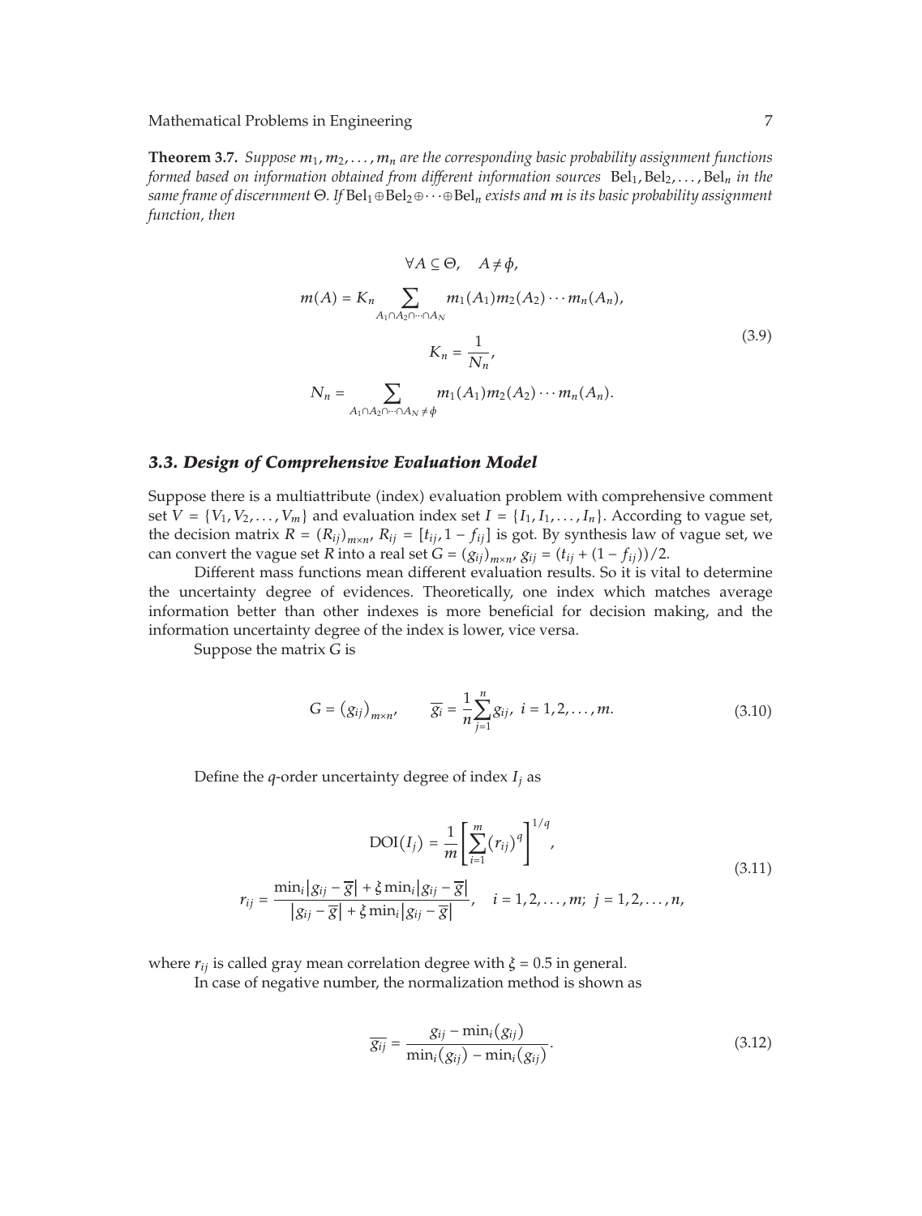**Theorem 3.7.** *Suppose $m_1, m_2, \ldots, m_n$ are the corresponding basic probability assignment functions formed based on information obtained from different information sources $\text{Bel}_1, \text{Bel}_2, \ldots, \text{Bel}_n$ in the same frame of discernment $\Theta$. If $\text{Bel}_1 \oplus \text{Bel}_2 \oplus \cdots \oplus \text{Bel}_n$ exists and $m$ is its basic probability assignment function, then*

$$
\begin{gathered}
\forall A \subseteq \Theta, \quad A \neq \phi, \\
m(A) = K_n \sum_{A_1 \cap A_2 \cap \cdots \cap A_N} m_1(A_1) m_2(A_2) \cdots m_n(A_n), \\
K_n = \frac{1}{N_n}, \\
N_n = \sum_{A_1 \cap A_2 \cap \cdots \cap A_N \neq \phi} m_1(A_1) m_2(A_2) \cdots m_n(A_n).
\end{gathered}
\tag{3.9}
$$

### *3.3. Design of Comprehensive Evaluation Model*

Suppose there is a multiattribute (index) evaluation problem with comprehensive comment set $V = \{V_1, V_2, \ldots, V_m\}$ and evaluation index set $I = \{I_1, I_1, \ldots, I_n\}$. According to vague set, the decision matrix $R = (R_{ij})_{m \times n}$, $R_{ij} = [t_{ij}, 1 - f_{ij}]$ is got. By synthesis law of vague set, we can convert the vague set $R$ into a real set $G = (g_{ij})_{m \times n}$, $g_{ij} = (t_{ij} + (1 - f_{ij}))/2$.

Different mass functions mean different evaluation results. So it is vital to determine the uncertainty degree of evidences. Theoretically, one index which matches average information better than other indexes is more beneficial for decision making, and the information uncertainty degree of the index is lower, vice versa.

Suppose the matrix $G$ is

$$
G = (g_{ij})_{m \times n}, \qquad \overline{g_i} = \frac{1}{n} \sum_{j=1}^{n} g_{ij}, \; i = 1, 2, \ldots, m. \tag{3.10}
$$

Define the $q$-order uncertainty degree of index $I_j$ as

$$
\begin{gathered}
\text{DOI}(I_j) = \frac{1}{m} \left[ \sum_{i=1}^{m} (r_{ij})^q \right]^{1/q}, \\
r_{ij} = \frac{\min_i |g_{ij} - \overline{g}| + \xi \min_i |g_{ij} - \overline{g}|}{|g_{ij} - \overline{g}| + \xi \min_i |g_{ij} - \overline{g}|}, \quad i = 1, 2, \ldots, m; \; j = 1, 2, \ldots, n,
\end{gathered}
\tag{3.11}
$$

where $r_{ij}$ is called gray mean correlation degree with $\xi = 0.5$ in general.

In case of negative number, the normalization method is shown as

$$
\overline{g_{ij}} = \frac{g_{ij} - \min_i(g_{ij})}{\min_i(g_{ij}) - \min_i(g_{ij})}. \tag{3.12}
$$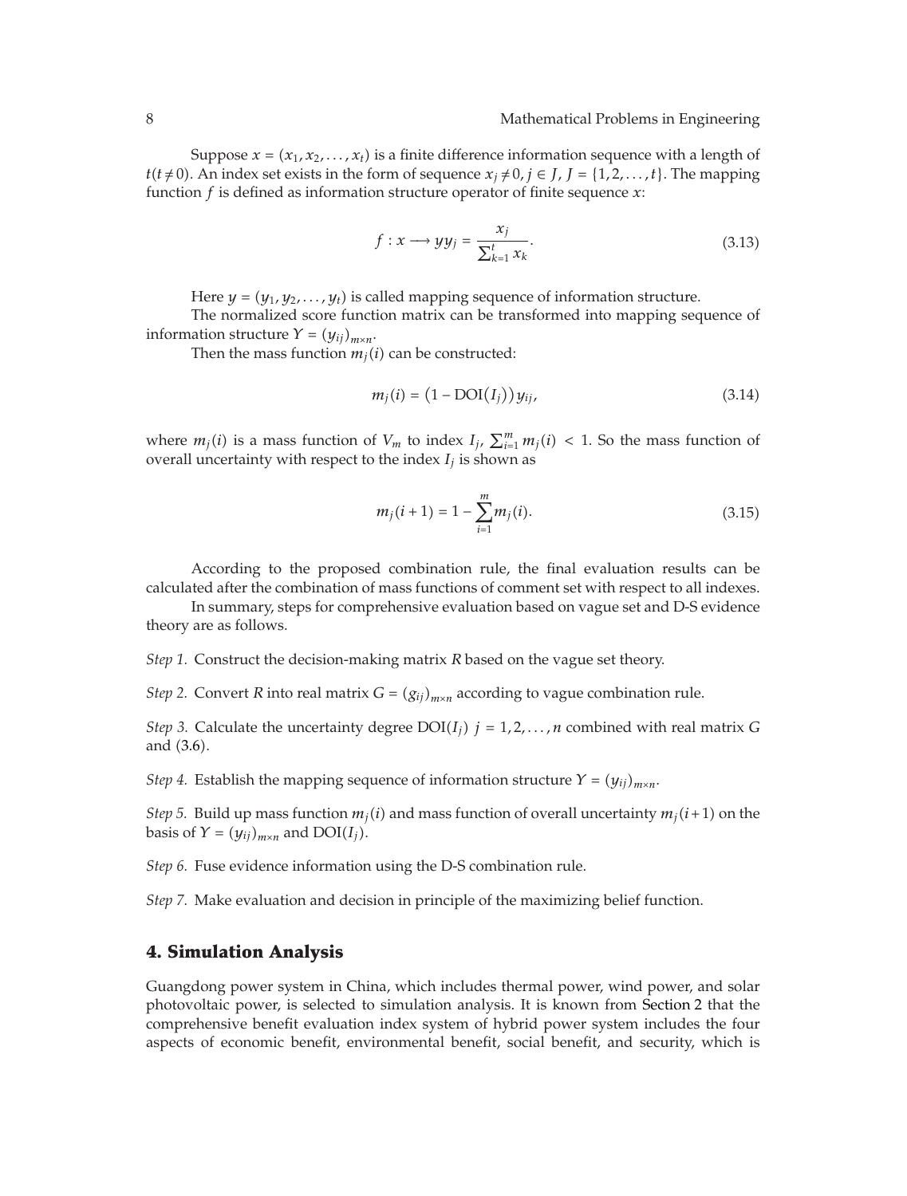Suppose $x = (x_1, x_2, \ldots, x_t)$ is a finite difference information sequence with a length of $t(t \neq 0)$. An index set exists in the form of sequence $x_j \neq 0, j \in J, J = \{1, 2, \ldots, t\}$. The mapping function $f$ is defined as information structure operator of finite sequence $x$:

$$f : x \longrightarrow y y_j = \frac{x_j}{\sum_{k=1}^{t} x_k}. \tag{3.13}$$

Here $y = (y_1, y_2, \ldots, y_t)$ is called mapping sequence of information structure.

The normalized score function matrix can be transformed into mapping sequence of information structure $Y = (y_{ij})_{m \times n}$.

Then the mass function $m_j(i)$ can be constructed:

$$m_j(i) = \left(1 - \mathrm{DOI}(I_j)\right) y_{ij}, \tag{3.14}$$

where $m_j(i)$ is a mass function of $V_m$ to index $I_j$, $\sum_{i=1}^{m} m_j(i) < 1$. So the mass function of overall uncertainty with respect to the index $I_j$ is shown as

$$m_j(i+1) = 1 - \sum_{i=1}^{m} m_j(i). \tag{3.15}$$

According to the proposed combination rule, the final evaluation results can be calculated after the combination of mass functions of comment set with respect to all indexes.

In summary, steps for comprehensive evaluation based on vague set and D-S evidence theory are as follows.

*Step 1.* Construct the decision-making matrix $R$ based on the vague set theory.

*Step 2.* Convert $R$ into real matrix $G = (g_{ij})_{m \times n}$ according to vague combination rule.

*Step 3.* Calculate the uncertainty degree $\mathrm{DOI}(I_j)$ $j = 1, 2, \ldots, n$ combined with real matrix $G$ and (3.6).

*Step 4.* Establish the mapping sequence of information structure $Y = (y_{ij})_{m \times n}$.

*Step 5.* Build up mass function $m_j(i)$ and mass function of overall uncertainty $m_j(i+1)$ on the basis of $Y = (y_{ij})_{m \times n}$ and $\mathrm{DOI}(I_j)$.

*Step 6.* Fuse evidence information using the D-S combination rule.

*Step 7.* Make evaluation and decision in principle of the maximizing belief function.

## 4. Simulation Analysis

Guangdong power system in China, which includes thermal power, wind power, and solar photovoltaic power, is selected to simulation analysis. It is known from Section 2 that the comprehensive benefit evaluation index system of hybrid power system includes the four aspects of economic benefit, environmental benefit, social benefit, and security, which is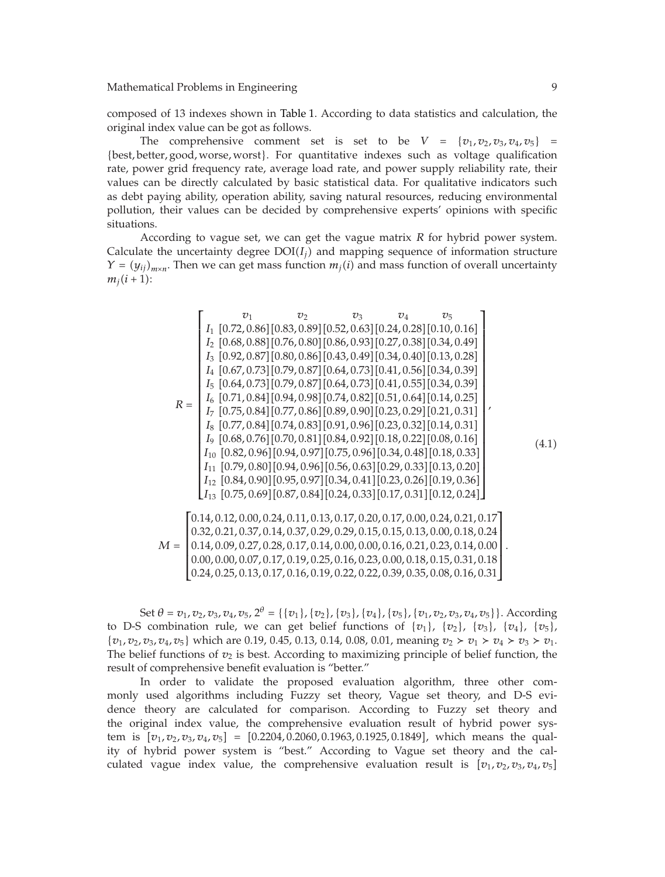composed of 13 indexes shown in Table 1. According to data statistics and calculation, the original index value can be got as follows.

The comprehensive comment set is set to be $V = \{v_1, v_2, v_3, v_4, v_5\} = \{\text{best}, \text{better}, \text{good}, \text{worse}, \text{worst}\}$. For quantitative indexes such as voltage qualification rate, power grid frequency rate, average load rate, and power supply reliability rate, their values can be directly calculated by basic statistical data. For qualitative indicators such as debt paying ability, operation ability, saving natural resources, reducing environmental pollution, their values can be decided by comprehensive experts' opinions with specific situations.

According to vague set, we can get the vague matrix $R$ for hybrid power system. Calculate the uncertainty degree $\text{DOI}(I_j)$ and mapping sequence of information structure $Y = (y_{ij})_{m \times n}$. Then we can get mass function $m_j(i)$ and mass function of overall uncertainty $m_j(i+1)$:

$$R = \begin{bmatrix} & v_1 & v_2 & v_3 & v_4 & v_5 \\ I_1 & [0.72, 0.86] & [0.83, 0.89] & [0.52, 0.63] & [0.24, 0.28] & [0.10, 0.16] \\ I_2 & [0.68, 0.88] & [0.76, 0.80] & [0.86, 0.93] & [0.27, 0.38] & [0.34, 0.49] \\ I_3 & [0.92, 0.87] & [0.80, 0.86] & [0.43, 0.49] & [0.34, 0.40] & [0.13, 0.28] \\ I_4 & [0.67, 0.73] & [0.79, 0.87] & [0.64, 0.73] & [0.41, 0.56] & [0.34, 0.39] \\ I_5 & [0.64, 0.73] & [0.79, 0.87] & [0.64, 0.73] & [0.41, 0.55] & [0.34, 0.39] \\ I_6 & [0.71, 0.84] & [0.94, 0.98] & [0.74, 0.82] & [0.51, 0.64] & [0.14, 0.25] \\ I_7 & [0.75, 0.84] & [0.77, 0.86] & [0.89, 0.90] & [0.23, 0.29] & [0.21, 0.31] \\ I_8 & [0.77, 0.84] & [0.74, 0.83] & [0.91, 0.96] & [0.23, 0.32] & [0.14, 0.31] \\ I_9 & [0.68, 0.76] & [0.70, 0.81] & [0.84, 0.92] & [0.18, 0.22] & [0.08, 0.16] \\ I_{10} & [0.82, 0.96] & [0.94, 0.97] & [0.75, 0.96] & [0.34, 0.48] & [0.18, 0.33] \\ I_{11} & [0.79, 0.80] & [0.94, 0.96] & [0.56, 0.63] & [0.29, 0.33] & [0.13, 0.20] \\ I_{12} & [0.84, 0.90] & [0.95, 0.97] & [0.34, 0.41] & [0.23, 0.26] & [0.19, 0.36] \\ I_{13} & [0.75, 0.69] & [0.87, 0.84] & [0.24, 0.33] & [0.17, 0.31] & [0.12, 0.24] \end{bmatrix}, \tag{4.1}$$

$$M = \begin{bmatrix} 0.14, 0.12, 0.00, 0.24, 0.11, 0.13, 0.17, 0.20, 0.17, 0.00, 0.24, 0.21, 0.17 \\ 0.32, 0.21, 0.37, 0.14, 0.37, 0.29, 0.29, 0.15, 0.15, 0.13, 0.00, 0.18, 0.24 \\ 0.14, 0.09, 0.27, 0.28, 0.17, 0.14, 0.00, 0.00, 0.16, 0.21, 0.23, 0.14, 0.00 \\ 0.00, 0.00, 0.07, 0.17, 0.19, 0.25, 0.16, 0.23, 0.00, 0.18, 0.15, 0.31, 0.18 \\ 0.24, 0.25, 0.13, 0.17, 0.16, 0.19, 0.22, 0.22, 0.39, 0.35, 0.08, 0.16, 0.31 \end{bmatrix}.$$

Set $\theta = v_1, v_2, v_3, v_4, v_5$, $2^\theta = \{\{v_1\}, \{v_2\}, \{v_3\}, \{v_4\}, \{v_5\}, \{v_1, v_2, v_3, v_4, v_5\}\}$. According to D-S combination rule, we can get belief functions of $\{v_1\}$, $\{v_2\}$, $\{v_3\}$, $\{v_4\}$, $\{v_5\}$, $\{v_1, v_2, v_3, v_4, v_5\}$ which are 0.19, 0.45, 0.13, 0.14, 0.08, 0.01, meaning $v_2 \succ v_1 \succ v_4 \succ v_3 \succ v_1$. The belief functions of $v_2$ is best. According to maximizing principle of belief function, the result of comprehensive benefit evaluation is "better."

In order to validate the proposed evaluation algorithm, three other commonly used algorithms including Fuzzy set theory, Vague set theory, and D-S evidence theory are calculated for comparison. According to Fuzzy set theory and the original index value, the comprehensive evaluation result of hybrid power system is $[v_1, v_2, v_3, v_4, v_5] = [0.2204, 0.2060, 0.1963, 0.1925, 0.1849]$, which means the quality of hybrid power system is "best." According to Vague set theory and the calculated vague index value, the comprehensive evaluation result is $[v_1, v_2, v_3, v_4, v_5]$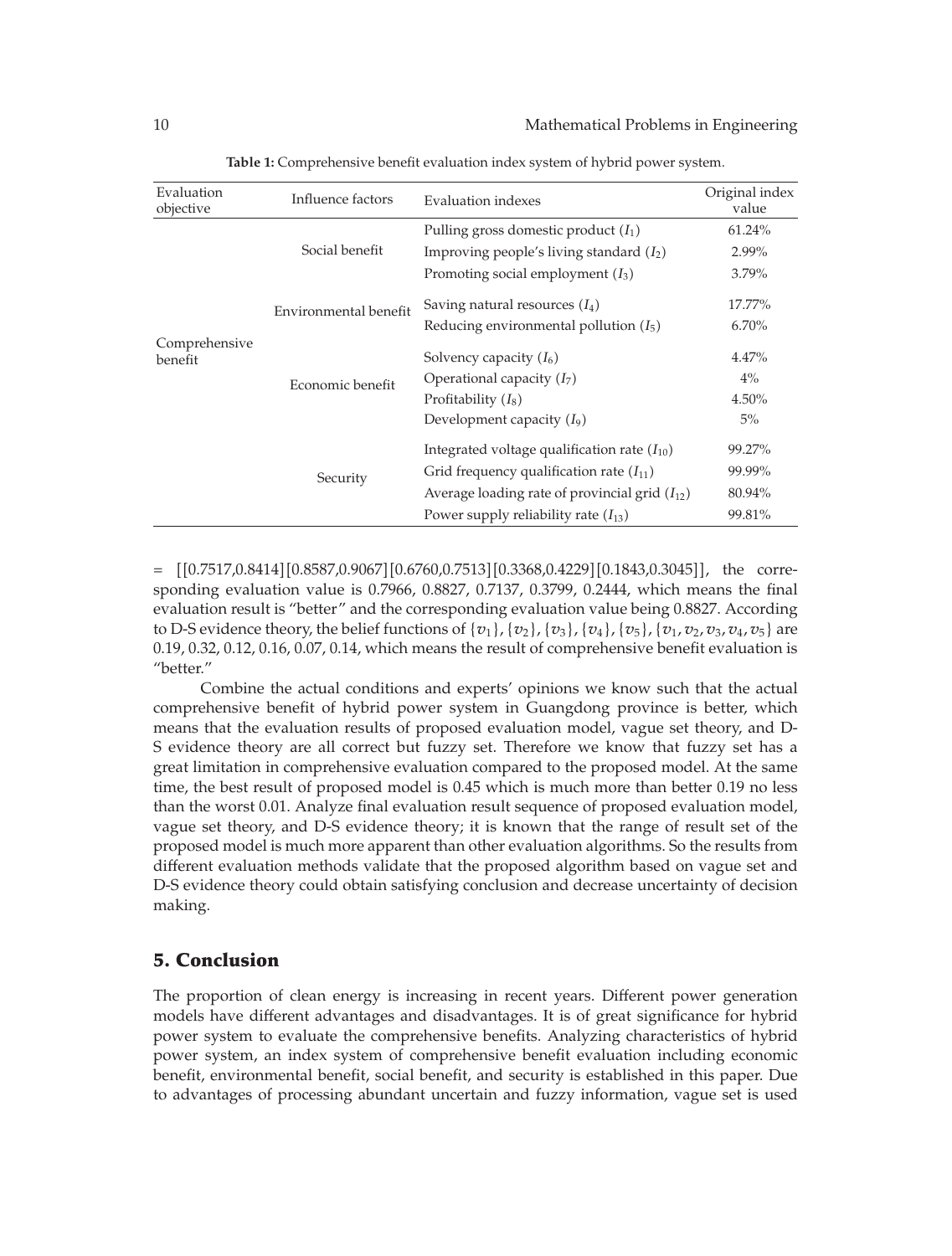**Table 1:** Comprehensive benefit evaluation index system of hybrid power system.

| Evaluation objective | Influence factors | Evaluation indexes | Original index value |
|---|---|---|---|
| Comprehensive benefit | Social benefit | Pulling gross domestic product ($I_1$) | 61.24% |
| | | Improving people's living standard ($I_2$) | 2.99% |
| | | Promoting social employment ($I_3$) | 3.79% |
| | Environmental benefit | Saving natural resources ($I_4$) | 17.77% |
| | | Reducing environmental pollution ($I_5$) | 6.70% |
| | Economic benefit | Solvency capacity ($I_6$) | 4.47% |
| | | Operational capacity ($I_7$) | 4% |
| | | Profitability ($I_8$) | 4.50% |
| | | Development capacity ($I_9$) | 5% |
| | Security | Integrated voltage qualification rate ($I_{10}$) | 99.27% |
| | | Grid frequency qualification rate ($I_{11}$) | 99.99% |
| | | Average loading rate of provincial grid ($I_{12}$) | 80.94% |
| | | Power supply reliability rate ($I_{13}$) | 99.81% |

= [[0.7517,0.8414][0.8587,0.9067][0.6760,0.7513][0.3368,0.4229][0.1843,0.3045]], the corresponding evaluation value is 0.7966, 0.8827, 0.7137, 0.3799, 0.2444, which means the final evaluation result is "better" and the corresponding evaluation value being 0.8827. According to D-S evidence theory, the belief functions of $\{v_1\}, \{v_2\}, \{v_3\}, \{v_4\}, \{v_5\}, \{v_1, v_2, v_3, v_4, v_5\}$ are 0.19, 0.32, 0.12, 0.16, 0.07, 0.14, which means the result of comprehensive benefit evaluation is "better."

Combine the actual conditions and experts' opinions we know such that the actual comprehensive benefit of hybrid power system in Guangdong province is better, which means that the evaluation results of proposed evaluation model, vague set theory, and D-S evidence theory are all correct but fuzzy set. Therefore we know that fuzzy set has a great limitation in comprehensive evaluation compared to the proposed model. At the same time, the best result of proposed model is 0.45 which is much more than better 0.19 no less than the worst 0.01. Analyze final evaluation result sequence of proposed evaluation model, vague set theory, and D-S evidence theory; it is known that the range of result set of the proposed model is much more apparent than other evaluation algorithms. So the results from different evaluation methods validate that the proposed algorithm based on vague set and D-S evidence theory could obtain satisfying conclusion and decrease uncertainty of decision making.

## 5. Conclusion

The proportion of clean energy is increasing in recent years. Different power generation models have different advantages and disadvantages. It is of great significance for hybrid power system to evaluate the comprehensive benefits. Analyzing characteristics of hybrid power system, an index system of comprehensive benefit evaluation including economic benefit, environmental benefit, social benefit, and security is established in this paper. Due to advantages of processing abundant uncertain and fuzzy information, vague set is used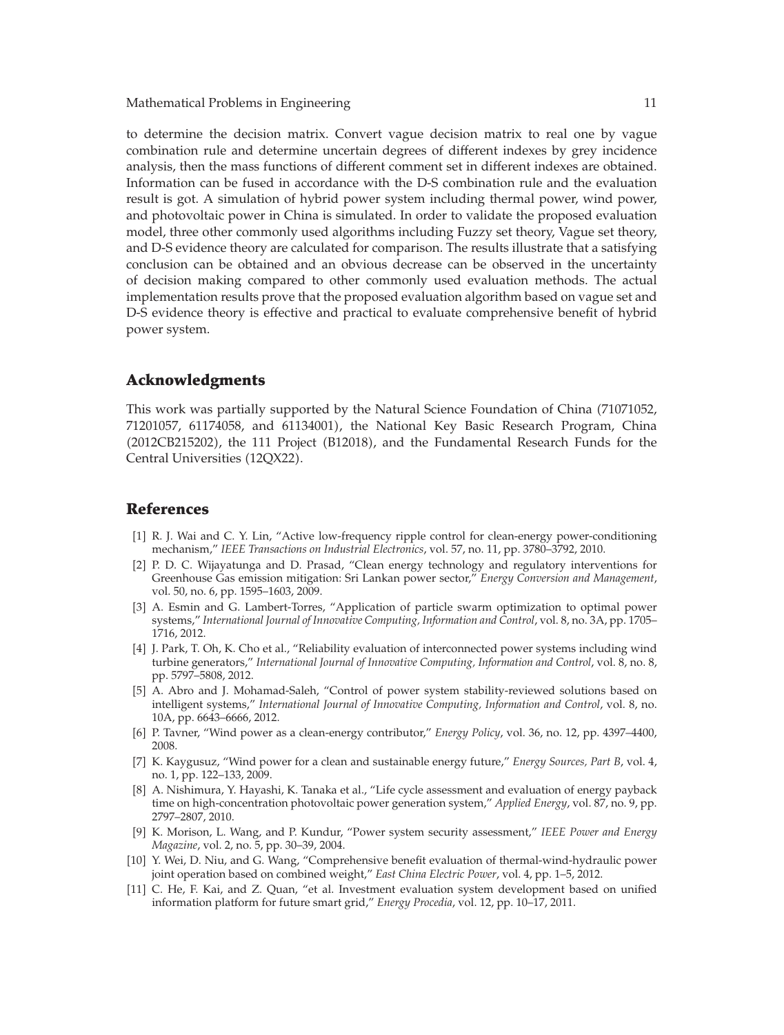to determine the decision matrix. Convert vague decision matrix to real one by vague combination rule and determine uncertain degrees of different indexes by grey incidence analysis, then the mass functions of different comment set in different indexes are obtained. Information can be fused in accordance with the D-S combination rule and the evaluation result is got. A simulation of hybrid power system including thermal power, wind power, and photovoltaic power in China is simulated. In order to validate the proposed evaluation model, three other commonly used algorithms including Fuzzy set theory, Vague set theory, and D-S evidence theory are calculated for comparison. The results illustrate that a satisfying conclusion can be obtained and an obvious decrease can be observed in the uncertainty of decision making compared to other commonly used evaluation methods. The actual implementation results prove that the proposed evaluation algorithm based on vague set and D-S evidence theory is effective and practical to evaluate comprehensive benefit of hybrid power system.

## Acknowledgments

This work was partially supported by the Natural Science Foundation of China (71071052, 71201057, 61174058, and 61134001), the National Key Basic Research Program, China (2012CB215202), the 111 Project (B12018), and the Fundamental Research Funds for the Central Universities (12QX22).

## References

[1] R. J. Wai and C. Y. Lin, "Active low-frequency ripple control for clean-energy power-conditioning mechanism," *IEEE Transactions on Industrial Electronics*, vol. 57, no. 11, pp. 3780–3792, 2010.

[2] P. D. C. Wijayatunga and D. Prasad, "Clean energy technology and regulatory interventions for Greenhouse Gas emission mitigation: Sri Lankan power sector," *Energy Conversion and Management*, vol. 50, no. 6, pp. 1595–1603, 2009.

[3] A. Esmin and G. Lambert-Torres, "Application of particle swarm optimization to optimal power systems," *International Journal of Innovative Computing, Information and Control*, vol. 8, no. 3A, pp. 1705–1716, 2012.

[4] J. Park, T. Oh, K. Cho et al., "Reliability evaluation of interconnected power systems including wind turbine generators," *International Journal of Innovative Computing, Information and Control*, vol. 8, no. 8, pp. 5797–5808, 2012.

[5] A. Abro and J. Mohamad-Saleh, "Control of power system stability-reviewed solutions based on intelligent systems," *International Journal of Innovative Computing, Information and Control*, vol. 8, no. 10A, pp. 6643–6666, 2012.

[6] P. Tavner, "Wind power as a clean-energy contributor," *Energy Policy*, vol. 36, no. 12, pp. 4397–4400, 2008.

[7] K. Kaygusuz, "Wind power for a clean and sustainable energy future," *Energy Sources, Part B*, vol. 4, no. 1, pp. 122–133, 2009.

[8] A. Nishimura, Y. Hayashi, K. Tanaka et al., "Life cycle assessment and evaluation of energy payback time on high-concentration photovoltaic power generation system," *Applied Energy*, vol. 87, no. 9, pp. 2797–2807, 2010.

[9] K. Morison, L. Wang, and P. Kundur, "Power system security assessment," *IEEE Power and Energy Magazine*, vol. 2, no. 5, pp. 30–39, 2004.

[10] Y. Wei, D. Niu, and G. Wang, "Comprehensive benefit evaluation of thermal-wind-hydraulic power joint operation based on combined weight," *East China Electric Power*, vol. 4, pp. 1–5, 2012.

[11] C. He, F. Kai, and Z. Quan, "et al. Investment evaluation system development based on unified information platform for future smart grid," *Energy Procedia*, vol. 12, pp. 10–17, 2011.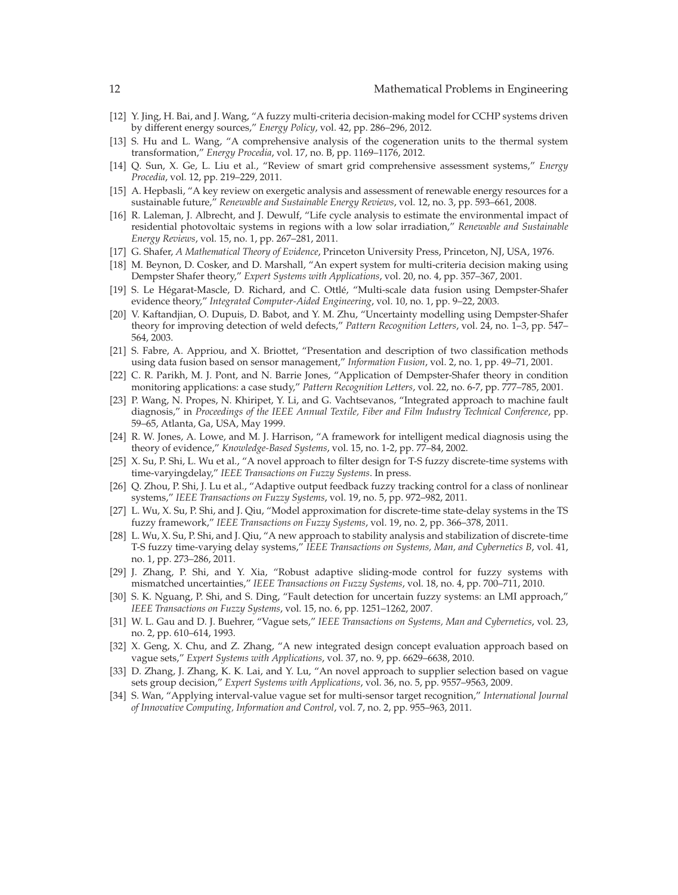[12] Y. Jing, H. Bai, and J. Wang, "A fuzzy multi-criteria decision-making model for CCHP systems driven by different energy sources," *Energy Policy*, vol. 42, pp. 286–296, 2012.

[13] S. Hu and L. Wang, "A comprehensive analysis of the cogeneration units to the thermal system transformation," *Energy Procedia*, vol. 17, no. B, pp. 1169–1176, 2012.

[14] Q. Sun, X. Ge, L. Liu et al., "Review of smart grid comprehensive assessment systems," *Energy Procedia*, vol. 12, pp. 219–229, 2011.

[15] A. Hepbasli, "A key review on exergetic analysis and assessment of renewable energy resources for a sustainable future," *Renewable and Sustainable Energy Reviews*, vol. 12, no. 3, pp. 593–661, 2008.

[16] R. Laleman, J. Albrecht, and J. Dewulf, "Life cycle analysis to estimate the environmental impact of residential photovoltaic systems in regions with a low solar irradiation," *Renewable and Sustainable Energy Reviews*, vol. 15, no. 1, pp. 267–281, 2011.

[17] G. Shafer, *A Mathematical Theory of Evidence*, Princeton University Press, Princeton, NJ, USA, 1976.

[18] M. Beynon, D. Cosker, and D. Marshall, "An expert system for multi-criteria decision making using Dempster Shafer theory," *Expert Systems with Applications*, vol. 20, no. 4, pp. 357–367, 2001.

[19] S. Le Hégarat-Mascle, D. Richard, and C. Ottlé, "Multi-scale data fusion using Dempster-Shafer evidence theory," *Integrated Computer-Aided Engineering*, vol. 10, no. 1, pp. 9–22, 2003.

[20] V. Kaftandjian, O. Dupuis, D. Babot, and Y. M. Zhu, "Uncertainty modelling using Dempster-Shafer theory for improving detection of weld defects," *Pattern Recognition Letters*, vol. 24, no. 1–3, pp. 547–564, 2003.

[21] S. Fabre, A. Appriou, and X. Briottet, "Presentation and description of two classification methods using data fusion based on sensor management," *Information Fusion*, vol. 2, no. 1, pp. 49–71, 2001.

[22] C. R. Parikh, M. J. Pont, and N. Barrie Jones, "Application of Dempster-Shafer theory in condition monitoring applications: a case study," *Pattern Recognition Letters*, vol. 22, no. 6-7, pp. 777–785, 2001.

[23] P. Wang, N. Propes, N. Khiripet, Y. Li, and G. Vachtsevanos, "Integrated approach to machine fault diagnosis," in *Proceedings of the IEEE Annual Textile, Fiber and Film Industry Technical Conference*, pp. 59–65, Atlanta, Ga, USA, May 1999.

[24] R. W. Jones, A. Lowe, and M. J. Harrison, "A framework for intelligent medical diagnosis using the theory of evidence," *Knowledge-Based Systems*, vol. 15, no. 1-2, pp. 77–84, 2002.

[25] X. Su, P. Shi, L. Wu et al., "A novel approach to filter design for T-S fuzzy discrete-time systems with time-varyingdelay," *IEEE Transactions on Fuzzy Systems*. In press.

[26] Q. Zhou, P. Shi, J. Lu et al., "Adaptive output feedback fuzzy tracking control for a class of nonlinear systems," *IEEE Transactions on Fuzzy Systems*, vol. 19, no. 5, pp. 972–982, 2011.

[27] L. Wu, X. Su, P. Shi, and J. Qiu, "Model approximation for discrete-time state-delay systems in the TS fuzzy framework," *IEEE Transactions on Fuzzy Systems*, vol. 19, no. 2, pp. 366–378, 2011.

[28] L. Wu, X. Su, P. Shi, and J. Qiu, "A new approach to stability analysis and stabilization of discrete-time T-S fuzzy time-varying delay systems," *IEEE Transactions on Systems, Man, and Cybernetics B*, vol. 41, no. 1, pp. 273–286, 2011.

[29] J. Zhang, P. Shi, and Y. Xia, "Robust adaptive sliding-mode control for fuzzy systems with mismatched uncertainties," *IEEE Transactions on Fuzzy Systems*, vol. 18, no. 4, pp. 700–711, 2010.

[30] S. K. Nguang, P. Shi, and S. Ding, "Fault detection for uncertain fuzzy systems: an LMI approach," *IEEE Transactions on Fuzzy Systems*, vol. 15, no. 6, pp. 1251–1262, 2007.

[31] W. L. Gau and D. J. Buehrer, "Vague sets," *IEEE Transactions on Systems, Man and Cybernetics*, vol. 23, no. 2, pp. 610–614, 1993.

[32] X. Geng, X. Chu, and Z. Zhang, "A new integrated design concept evaluation approach based on vague sets," *Expert Systems with Applications*, vol. 37, no. 9, pp. 6629–6638, 2010.

[33] D. Zhang, J. Zhang, K. K. Lai, and Y. Lu, "An novel approach to supplier selection based on vague sets group decision," *Expert Systems with Applications*, vol. 36, no. 5, pp. 9557–9563, 2009.

[34] S. Wan, "Applying interval-value vague set for multi-sensor target recognition," *International Journal of Innovative Computing, Information and Control*, vol. 7, no. 2, pp. 955–963, 2011.